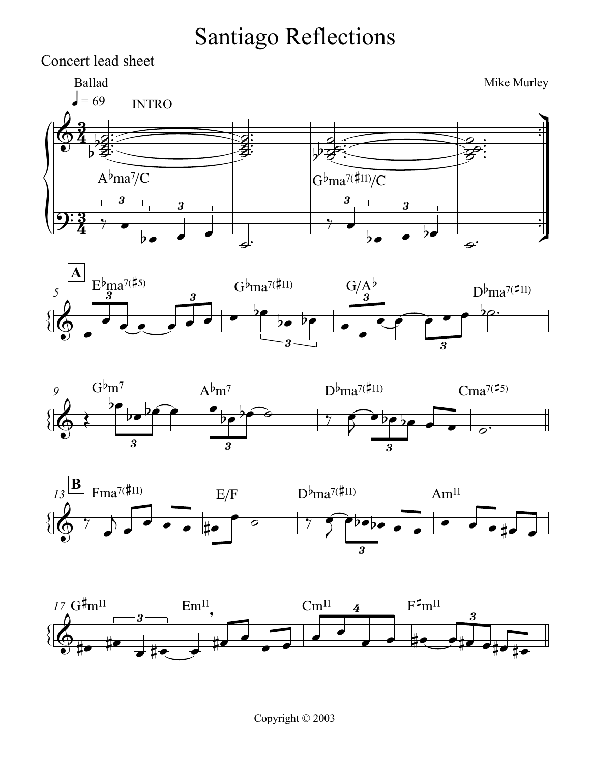# Santiago Reflections

Concert lead sheet

Ballad

♩ = 69

Mike Murley

INTRO

A♭ma7/C | | G♭ma7(♯11)/C |

**A**

E♭ma7(♯5) | G♭ma7(♯11) | G/A♭ | D♭ma7(♯11)

G♭m7 | A♭m7 | D♭ma7(♯11) | Cma7(♯5)

**B**

Fma7(♯11) | E/F | D♭ma7(♯11) | Am11

G♯m11 | Em11 | Cm11 | F♯m11

Copyright © 2003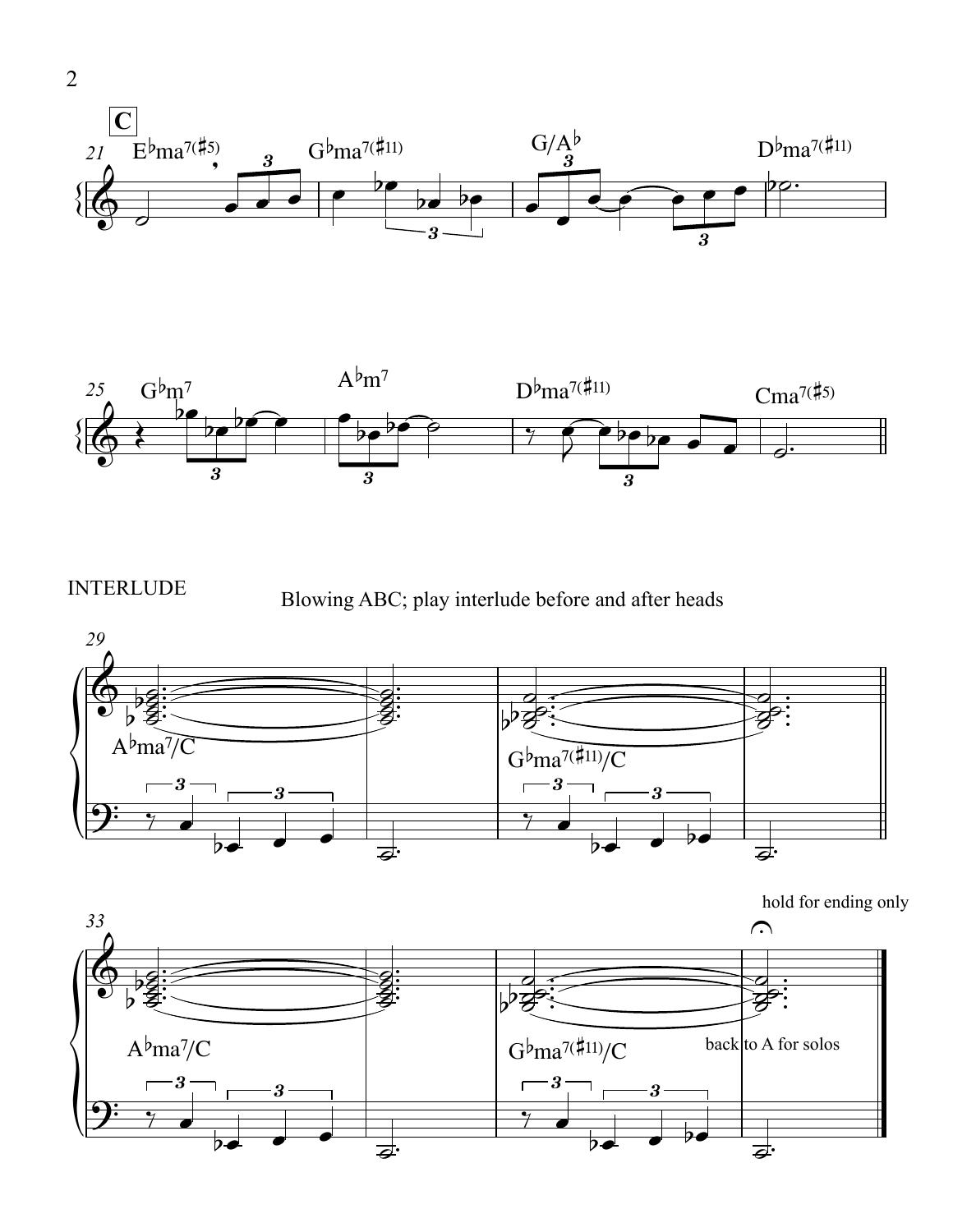**C**

21 E♭ma7(♯5) — G♭ma7(♯11) — G/A♭ — D♭ma7(♯11)

25 G♭m7 — A♭m7 — D♭ma7(♯11) — Cma7(♯5)

INTERLUDE

Blowing ABC; play interlude before and after heads

29 A♭ma7/C — G♭ma7(♯11)/C

33 A♭ma7/C — G♭ma7(♯11)/C

back to A for solos

hold for ending only